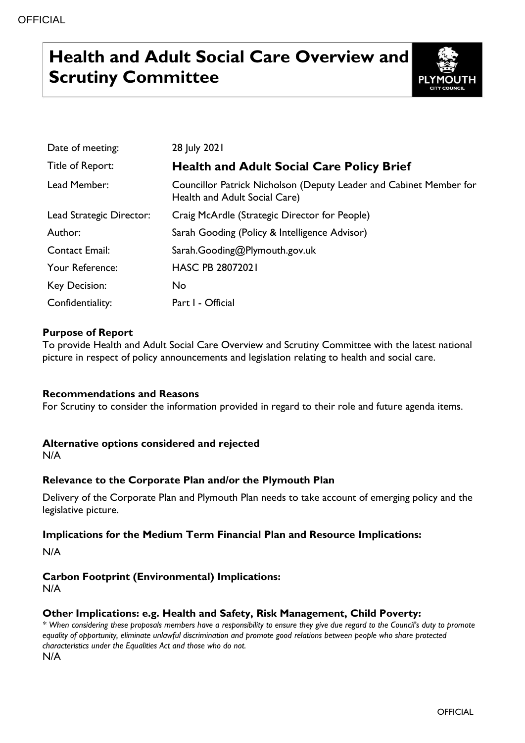# Health and Adult Social Care Overview and Scrutiny Committee

| | |
|---|---|
| Date of meeting: | 28 July 2021 |
| Title of Report: | **Health and Adult Social Care Policy Brief** |
| Lead Member: | Councillor Patrick Nicholson (Deputy Leader and Cabinet Member for Health and Adult Social Care) |
| Lead Strategic Director: | Craig McArdle (Strategic Director for People) |
| Author: | Sarah Gooding (Policy & Intelligence Advisor) |
| Contact Email: | Sarah.Gooding@Plymouth.gov.uk |
| Your Reference: | HASC PB 28072021 |
| Key Decision: | No |
| Confidentiality: | Part I - Official |

**Purpose of Report**

To provide Health and Adult Social Care Overview and Scrutiny Committee with the latest national picture in respect of policy announcements and legislation relating to health and social care.

**Recommendations and Reasons**

For Scrutiny to consider the information provided in regard to their role and future agenda items.

**Alternative options considered and rejected**

N/A

**Relevance to the Corporate Plan and/or the Plymouth Plan**

Delivery of the Corporate Plan and Plymouth Plan needs to take account of emerging policy and the legislative picture.

**Implications for the Medium Term Financial Plan and Resource Implications:**

N/A

**Carbon Footprint (Environmental) Implications:**

N/A

**Other Implications: e.g. Health and Safety, Risk Management, Child Poverty:**

*\* When considering these proposals members have a responsibility to ensure they give due regard to the Council's duty to promote equality of opportunity, eliminate unlawful discrimination and promote good relations between people who share protected characteristics under the Equalities Act and those who do not.*

N/A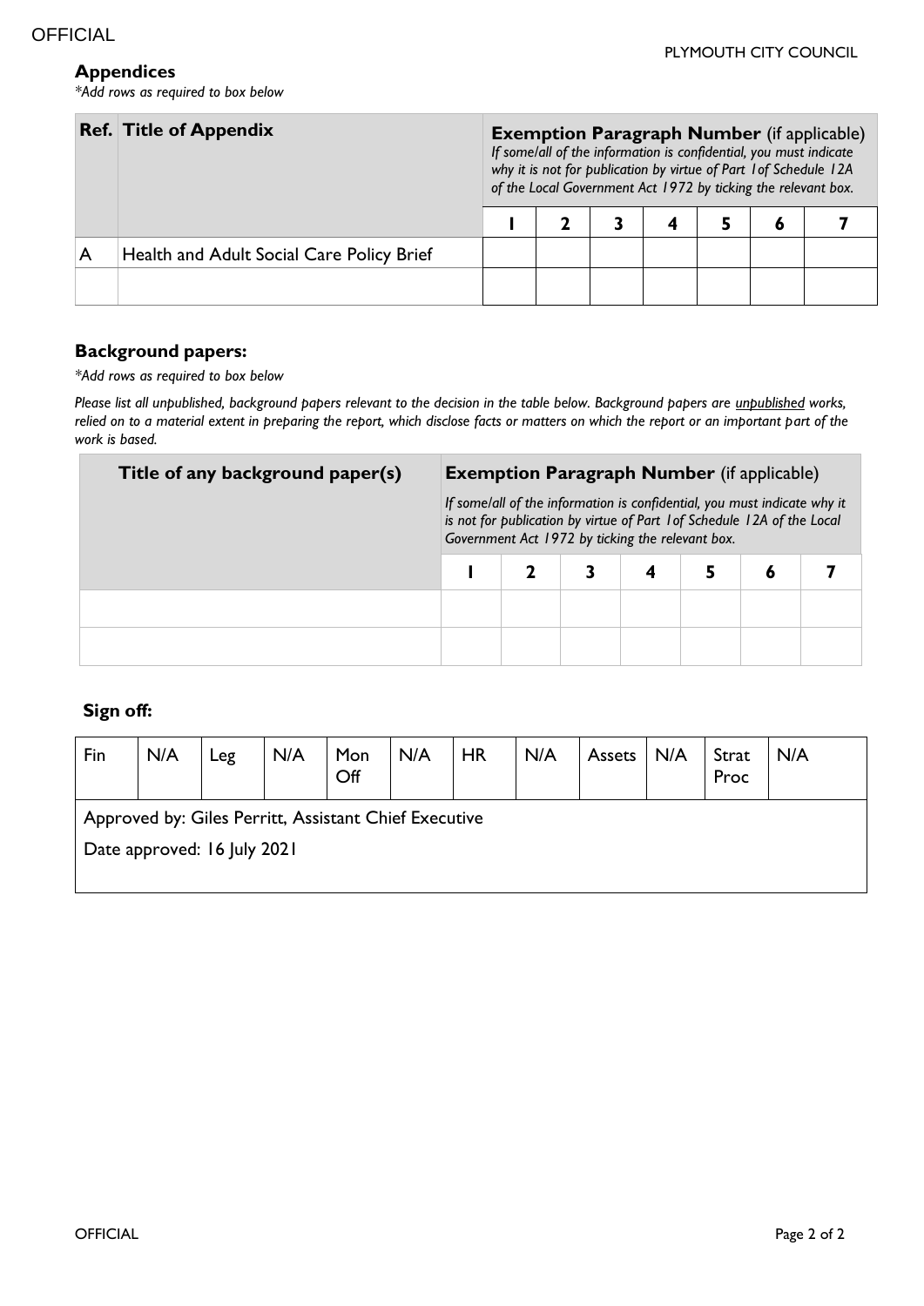### Appendices

*\*Add rows as required to box below*

| Ref. | Title of Appendix | Exemption Paragraph Number (if applicable) *If some/all of the information is confidential, you must indicate why it is not for publication by virtue of Part 1of Schedule 12A of the Local Government Act 1972 by ticking the relevant box.* | | | | | | |
|---|---|---|---|---|---|---|---|---|
| | | 1 | 2 | 3 | 4 | 5 | 6 | 7 |
| A | Health and Adult Social Care Policy Brief | | | | | | | |
| | | | | | | | | |

### Background papers:

*\*Add rows as required to box below*

*Please list all unpublished, background papers relevant to the decision in the table below. Background papers are unpublished works, relied on to a material extent in preparing the report, which disclose facts or matters on which the report or an important part of the work is based.*

| Title of any background paper(s) | Exemption Paragraph Number (if applicable) *If some/all of the information is confidential, you must indicate why it is not for publication by virtue of Part 1of Schedule 12A of the Local Government Act 1972 by ticking the relevant box.* | | | | | | |
|---|---|---|---|---|---|---|---|
| | 1 | 2 | 3 | 4 | 5 | 6 | 7 |
| | | | | | | | |
| | | | | | | | |

### Sign off:

| Fin | N/A | Leg | N/A | Mon Off | N/A | HR | N/A | Assets | N/A | Strat Proc | N/A |
|---|---|---|---|---|---|---|---|---|---|---|---|
| Approved by: Giles Perritt, Assistant Chief Executive<br>Date approved: 16 July 2021 | | | | | | | | | | | |